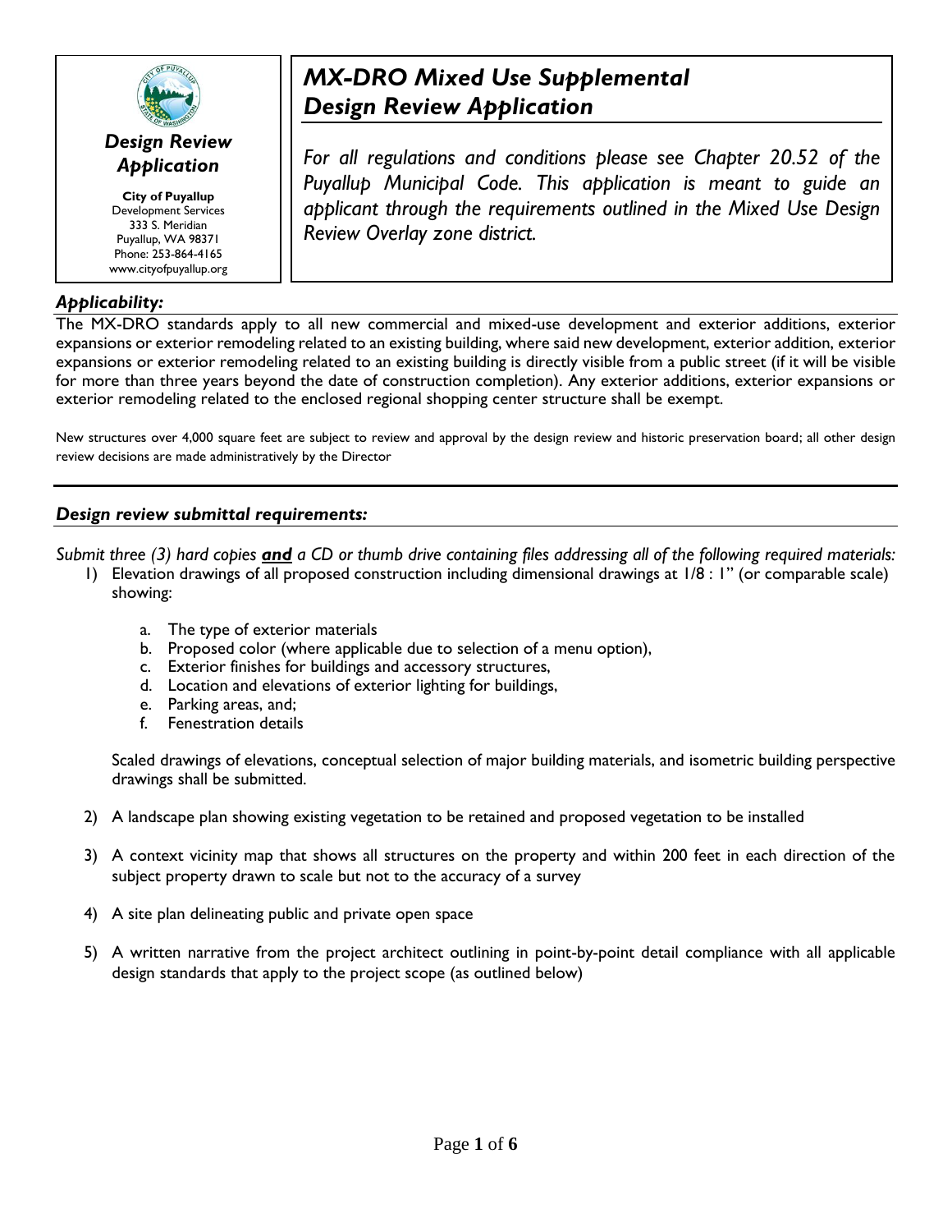***Design Review Application***

**City of Puyallup**
Development Services
333 S. Meridian
Puyallup, WA 98371
Phone: 253-864-4165
www.cityofpuyallup.org

# *MX-DRO Mixed Use Supplemental Design Review Application*

*For all regulations and conditions please see Chapter 20.52 of the Puyallup Municipal Code. This application is meant to guide an applicant through the requirements outlined in the Mixed Use Design Review Overlay zone district.*

### *Applicability:*

The MX-DRO standards apply to all new commercial and mixed-use development and exterior additions, exterior expansions or exterior remodeling related to an existing building, where said new development, exterior addition, exterior expansions or exterior remodeling related to an existing building is directly visible from a public street (if it will be visible for more than three years beyond the date of construction completion). Any exterior additions, exterior expansions or exterior remodeling related to the enclosed regional shopping center structure shall be exempt.

New structures over 4,000 square feet are subject to review and approval by the design review and historic preservation board; all other design review decisions are made administratively by the Director

### *Design review submittal requirements:*

*Submit three (3) hard copies **and** a CD or thumb drive containing files addressing all of the following required materials:*

1) Elevation drawings of all proposed construction including dimensional drawings at 1/8 : 1" (or comparable scale) showing:

   a. The type of exterior materials
   b. Proposed color (where applicable due to selection of a menu option),
   c. Exterior finishes for buildings and accessory structures,
   d. Location and elevations of exterior lighting for buildings,
   e. Parking areas, and;
   f. Fenestration details

   Scaled drawings of elevations, conceptual selection of major building materials, and isometric building perspective drawings shall be submitted.

2) A landscape plan showing existing vegetation to be retained and proposed vegetation to be installed

3) A context vicinity map that shows all structures on the property and within 200 feet in each direction of the subject property drawn to scale but not to the accuracy of a survey

4) A site plan delineating public and private open space

5) A written narrative from the project architect outlining in point-by-point detail compliance with all applicable design standards that apply to the project scope (as outlined below)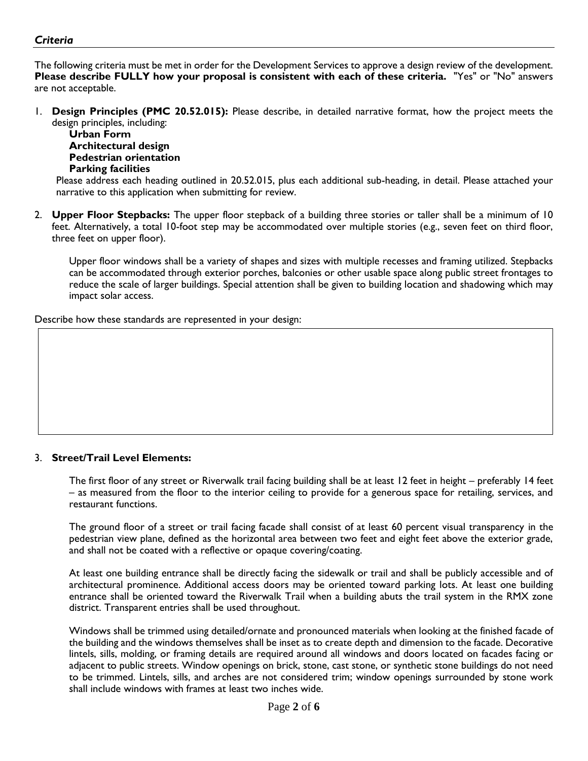### *Criteria*

The following criteria must be met in order for the Development Services to approve a design review of the development. **Please describe FULLY how your proposal is consistent with each of these criteria.** "Yes" or "No" answers are not acceptable.

1. **Design Principles (PMC 20.52.015):** Please describe, in detailed narrative format, how the project meets the design principles, including:
   - **Urban Form**
   - **Architectural design**
   - **Pedestrian orientation**
   - **Parking facilities**

   Please address each heading outlined in 20.52.015, plus each additional sub-heading, in detail. Please attached your narrative to this application when submitting for review.

2. **Upper Floor Stepbacks:** The upper floor stepback of a building three stories or taller shall be a minimum of 10 feet. Alternatively, a total 10-foot step may be accommodated over multiple stories (e.g., seven feet on third floor, three feet on upper floor).

   Upper floor windows shall be a variety of shapes and sizes with multiple recesses and framing utilized. Stepbacks can be accommodated through exterior porches, balconies or other usable space along public street frontages to reduce the scale of larger buildings. Special attention shall be given to building location and shadowing which may impact solar access.

Describe how these standards are represented in your design:

3. **Street/Trail Level Elements:**

   The first floor of any street or Riverwalk trail facing building shall be at least 12 feet in height – preferably 14 feet – as measured from the floor to the interior ceiling to provide for a generous space for retailing, services, and restaurant functions.

   The ground floor of a street or trail facing facade shall consist of at least 60 percent visual transparency in the pedestrian view plane, defined as the horizontal area between two feet and eight feet above the exterior grade, and shall not be coated with a reflective or opaque covering/coating.

   At least one building entrance shall be directly facing the sidewalk or trail and shall be publicly accessible and of architectural prominence. Additional access doors may be oriented toward parking lots. At least one building entrance shall be oriented toward the Riverwalk Trail when a building abuts the trail system in the RMX zone district. Transparent entries shall be used throughout.

   Windows shall be trimmed using detailed/ornate and pronounced materials when looking at the finished facade of the building and the windows themselves shall be inset as to create depth and dimension to the facade. Decorative lintels, sills, molding, or framing details are required around all windows and doors located on facades facing or adjacent to public streets. Window openings on brick, stone, cast stone, or synthetic stone buildings do not need to be trimmed. Lintels, sills, and arches are not considered trim; window openings surrounded by stone work shall include windows with frames at least two inches wide.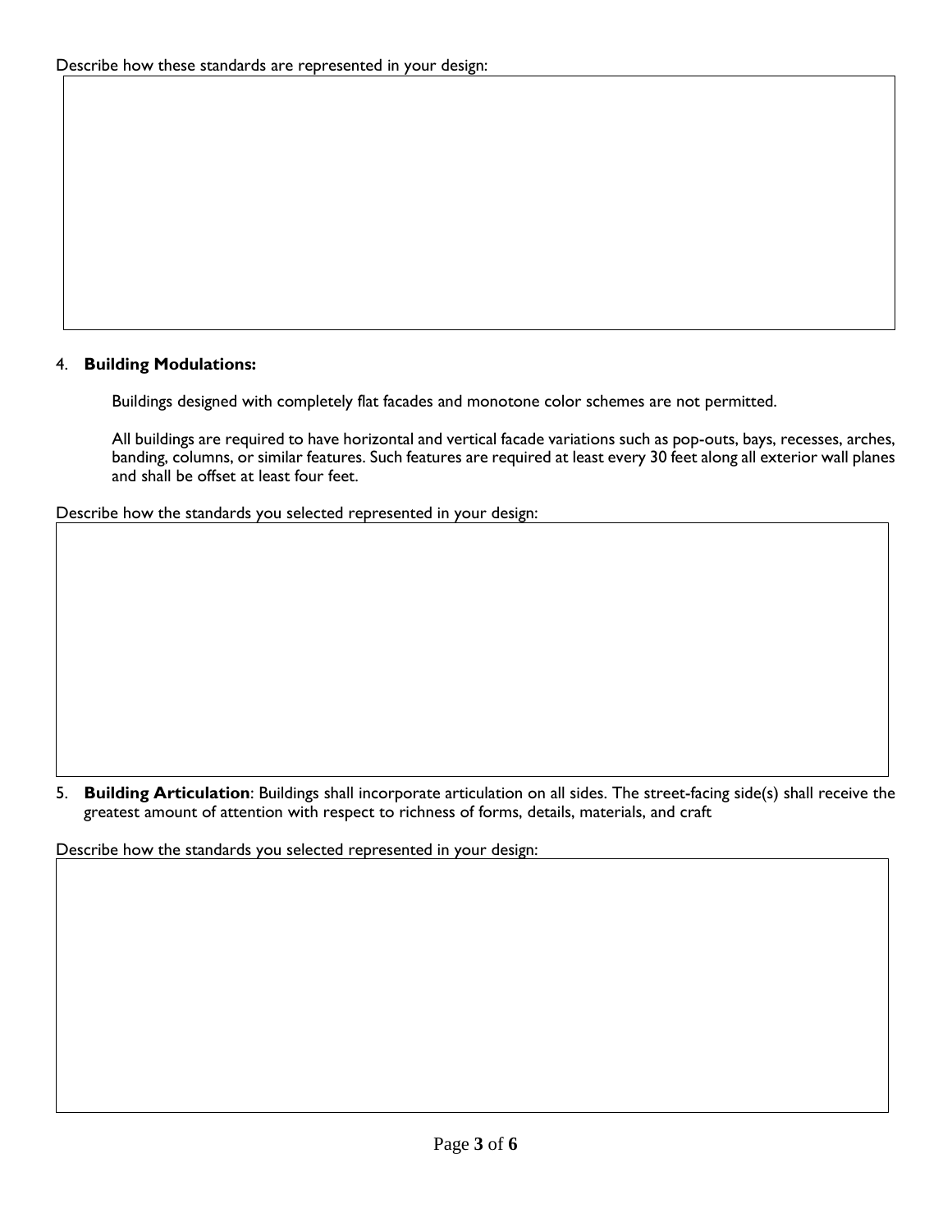Describe how these standards are represented in your design:

4. **Building Modulations:**

   Buildings designed with completely flat facades and monotone color schemes are not permitted.

   All buildings are required to have horizontal and vertical facade variations such as pop-outs, bays, recesses, arches, banding, columns, or similar features. Such features are required at least every 30 feet along all exterior wall planes and shall be offset at least four feet.

Describe how the standards you selected represented in your design:

5. **Building Articulation**: Buildings shall incorporate articulation on all sides. The street-facing side(s) shall receive the greatest amount of attention with respect to richness of forms, details, materials, and craft

Describe how the standards you selected represented in your design: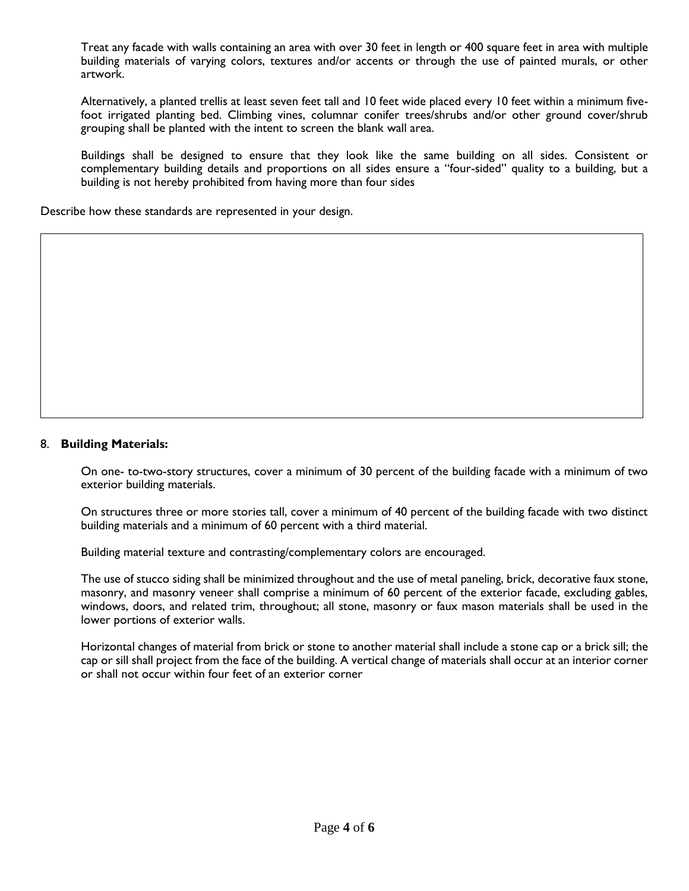Treat any facade with walls containing an area with over 30 feet in length or 400 square feet in area with multiple building materials of varying colors, textures and/or accents or through the use of painted murals, or other artwork.

Alternatively, a planted trellis at least seven feet tall and 10 feet wide placed every 10 feet within a minimum five-foot irrigated planting bed. Climbing vines, columnar conifer trees/shrubs and/or other ground cover/shrub grouping shall be planted with the intent to screen the blank wall area.

Buildings shall be designed to ensure that they look like the same building on all sides. Consistent or complementary building details and proportions on all sides ensure a "four-sided" quality to a building, but a building is not hereby prohibited from having more than four sides

Describe how these standards are represented in your design.

| |
|---|
| |

8. **Building Materials:**

On one- to-two-story structures, cover a minimum of 30 percent of the building facade with a minimum of two exterior building materials.

On structures three or more stories tall, cover a minimum of 40 percent of the building facade with two distinct building materials and a minimum of 60 percent with a third material.

Building material texture and contrasting/complementary colors are encouraged.

The use of stucco siding shall be minimized throughout and the use of metal paneling, brick, decorative faux stone, masonry, and masonry veneer shall comprise a minimum of 60 percent of the exterior facade, excluding gables, windows, doors, and related trim, throughout; all stone, masonry or faux mason materials shall be used in the lower portions of exterior walls.

Horizontal changes of material from brick or stone to another material shall include a stone cap or a brick sill; the cap or sill shall project from the face of the building. A vertical change of materials shall occur at an interior corner or shall not occur within four feet of an exterior corner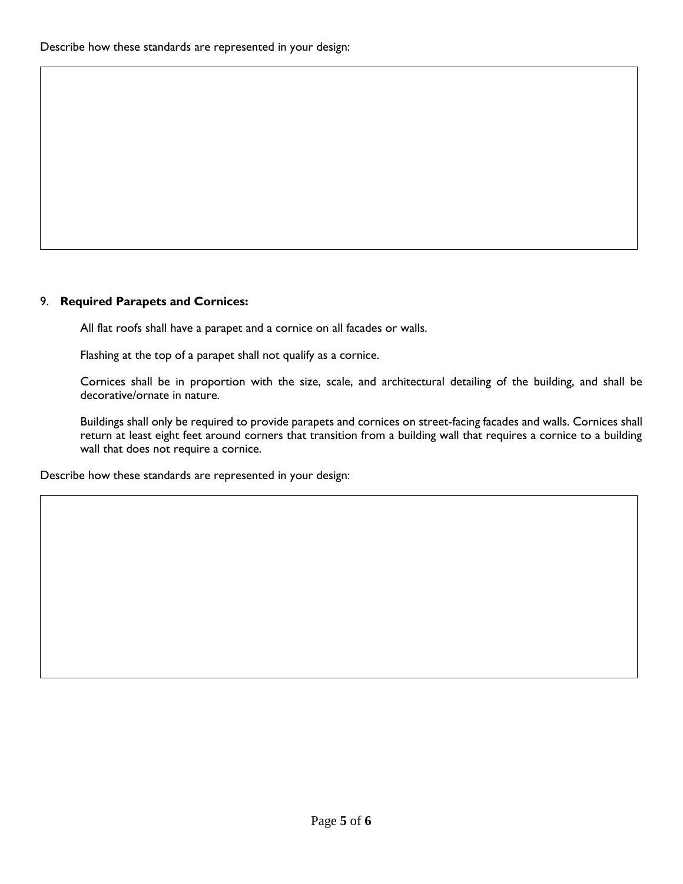Describe how these standards are represented in your design:

9. **Required Parapets and Cornices:**

All flat roofs shall have a parapet and a cornice on all facades or walls.

Flashing at the top of a parapet shall not qualify as a cornice.

Cornices shall be in proportion with the size, scale, and architectural detailing of the building, and shall be decorative/ornate in nature.

Buildings shall only be required to provide parapets and cornices on street-facing facades and walls. Cornices shall return at least eight feet around corners that transition from a building wall that requires a cornice to a building wall that does not require a cornice.

Describe how these standards are represented in your design: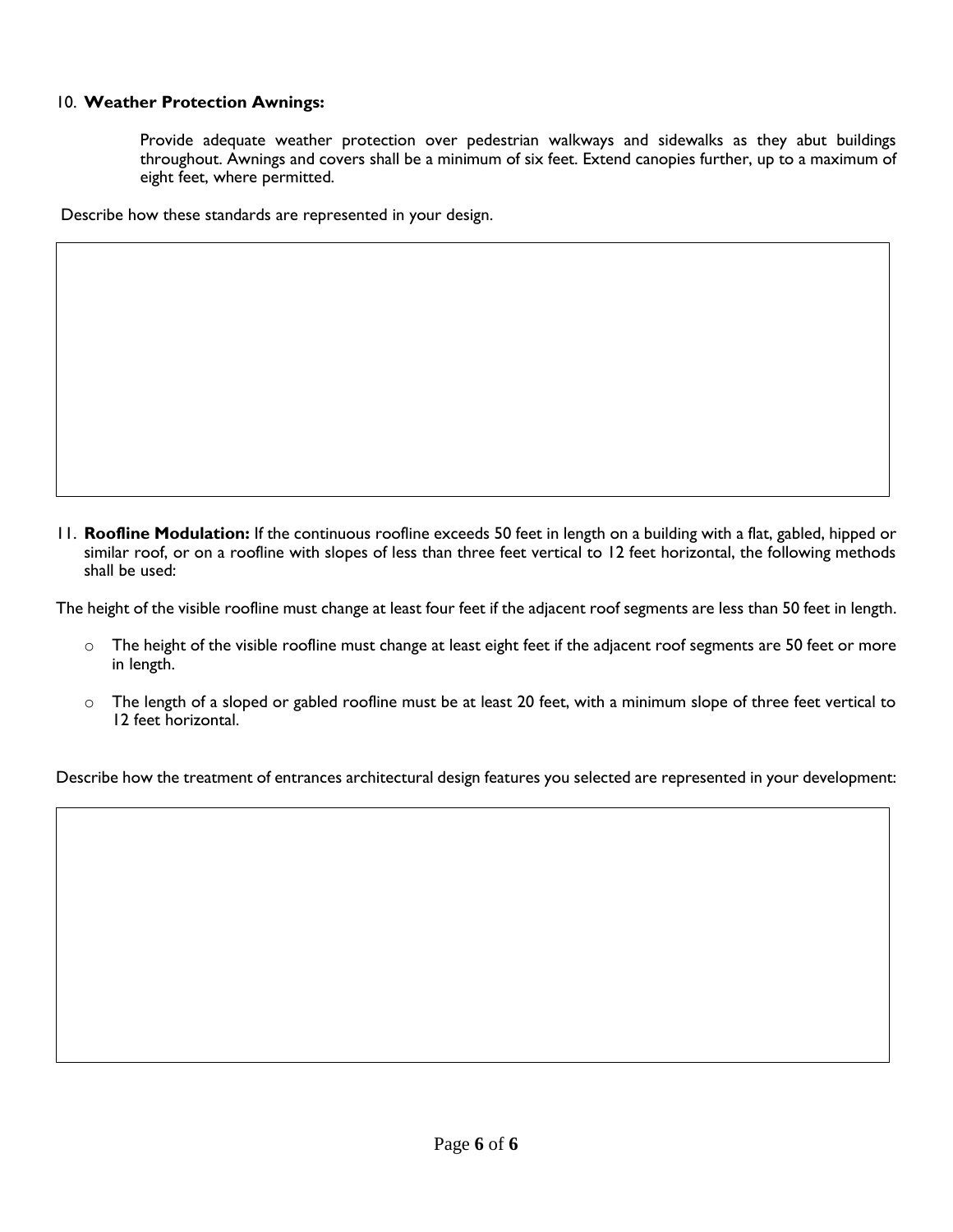10. **Weather Protection Awnings:**

    Provide adequate weather protection over pedestrian walkways and sidewalks as they abut buildings throughout. Awnings and covers shall be a minimum of six feet. Extend canopies further, up to a maximum of eight feet, where permitted.

Describe how these standards are represented in your design.

| |
|---|
| |

11. **Roofline Modulation:** If the continuous roofline exceeds 50 feet in length on a building with a flat, gabled, hipped or similar roof, or on a roofline with slopes of less than three feet vertical to 12 feet horizontal, the following methods shall be used:

The height of the visible roofline must change at least four feet if the adjacent roof segments are less than 50 feet in length.

- The height of the visible roofline must change at least eight feet if the adjacent roof segments are 50 feet or more in length.
- The length of a sloped or gabled roofline must be at least 20 feet, with a minimum slope of three feet vertical to 12 feet horizontal.

Describe how the treatment of entrances architectural design features you selected are represented in your development:

| |
|---|
| |